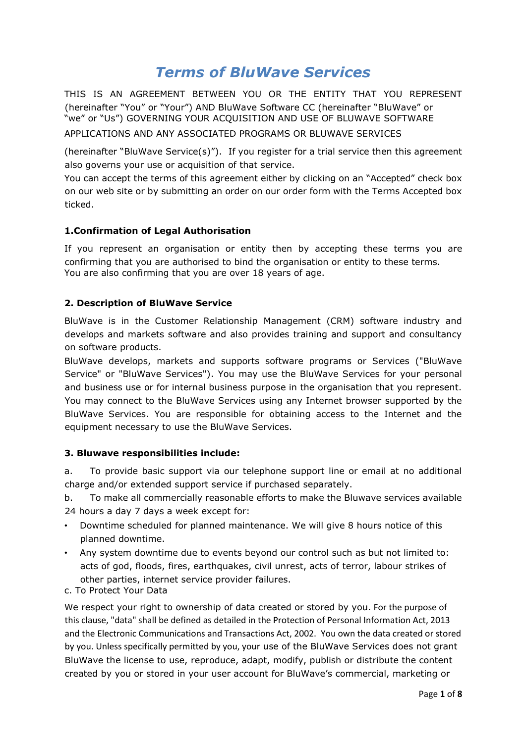# *Terms of BluWave Services*

THIS IS AN AGREEMENT BETWEEN YOU OR THE ENTITY THAT YOU REPRESENT (hereinafter "You" or "Your") AND BluWave Software CC (hereinafter "BluWave" or "we" or "Us") GOVERNING YOUR ACQUISITION AND USE OF BLUWAVE SOFTWARE APPLICATIONS AND ANY ASSOCIATED PROGRAMS OR BLUWAVE SERVICES

(hereinafter "BluWave Service(s)"). If you register for a trial service then this agreement also governs your use or acquisition of that service.
You can accept the terms of this agreement either by clicking on an "Accepted" check box on our web site or by submitting an order on our order form with the Terms Accepted box ticked.

### 1.Confirmation of Legal Authorisation

If you represent an organisation or entity then by accepting these terms you are confirming that you are authorised to bind the organisation or entity to these terms.
You are also confirming that you are over 18 years of age.

### 2. Description of BluWave Service

BluWave is in the Customer Relationship Management (CRM) software industry and develops and markets software and also provides training and support and consultancy on software products.
BluWave develops, markets and supports software programs or Services ("BluWave Service" or "BluWave Services"). You may use the BluWave Services for your personal and business use or for internal business purpose in the organisation that you represent. You may connect to the BluWave Services using any Internet browser supported by the BluWave Services. You are responsible for obtaining access to the Internet and the equipment necessary to use the BluWave Services.

### 3. Bluwave responsibilities include:

a. To provide basic support via our telephone support line or email at no additional charge and/or extended support service if purchased separately.

b. To make all commercially reasonable efforts to make the Bluwave services available 24 hours a day 7 days a week except for:

- Downtime scheduled for planned maintenance. We will give 8 hours notice of this planned downtime.
- Any system downtime due to events beyond our control such as but not limited to: acts of god, floods, fires, earthquakes, civil unrest, acts of terror, labour strikes of other parties, internet service provider failures.

c. To Protect Your Data

We respect your right to ownership of data created or stored by you. For the purpose of this clause, "data" shall be defined as detailed in the Protection of Personal Information Act, 2013 and the Electronic Communications and Transactions Act, 2002. You own the data created or stored by you. Unless specifically permitted by you, your use of the BluWave Services does not grant BluWave the license to use, reproduce, adapt, modify, publish or distribute the content created by you or stored in your user account for BluWave's commercial, marketing or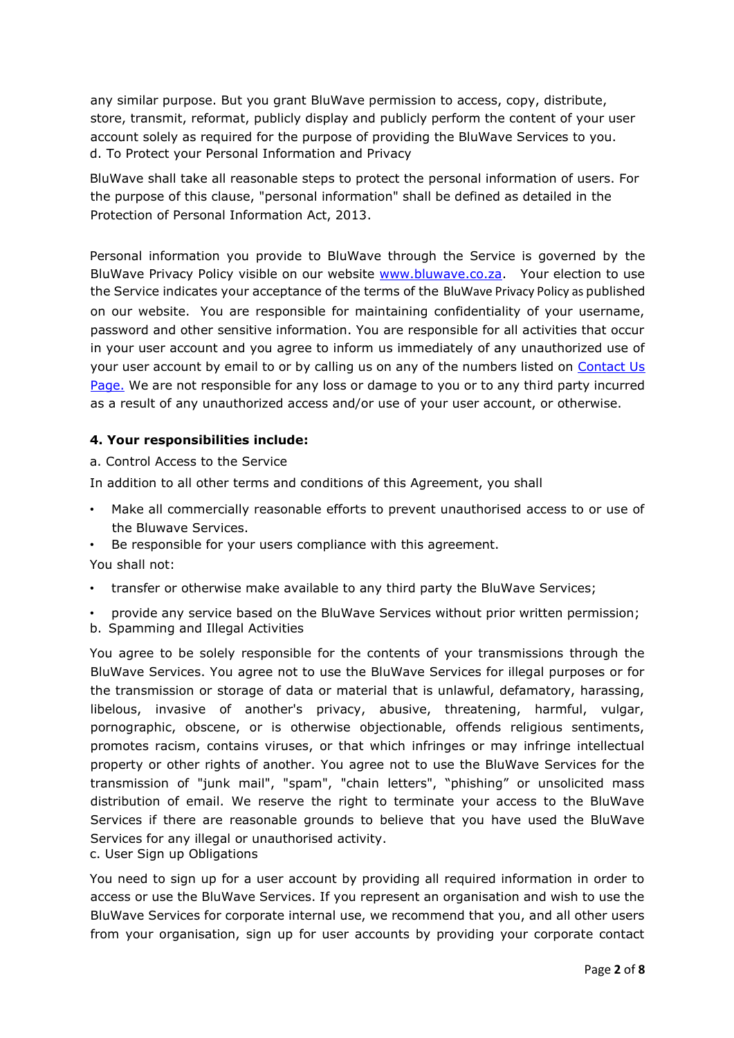any similar purpose. But you grant BluWave permission to access, copy, distribute, store, transmit, reformat, publicly display and publicly perform the content of your user account solely as required for the purpose of providing the BluWave Services to you.

d. To Protect your Personal Information and Privacy

BluWave shall take all reasonable steps to protect the personal information of users. For the purpose of this clause, "personal information" shall be defined as detailed in the Protection of Personal Information Act, 2013.

Personal information you provide to BluWave through the Service is governed by the BluWave Privacy Policy visible on our website [www.bluwave.co.za](http://www.bluwave.co.za). Your election to use the Service indicates your acceptance of the terms of the BluWave Privacy Policy as published on our website. You are responsible for maintaining confidentiality of your username, password and other sensitive information. You are responsible for all activities that occur in your user account and you agree to inform us immediately of any unauthorized use of your user account by email to or by calling us on any of the numbers listed on Contact Us Page. We are not responsible for any loss or damage to you or to any third party incurred as a result of any unauthorized access and/or use of your user account, or otherwise.

**4. Your responsibilities include:**

a. Control Access to the Service

In addition to all other terms and conditions of this Agreement, you shall

- Make all commercially reasonable efforts to prevent unauthorised access to or use of the Bluwave Services.
- Be responsible for your users compliance with this agreement.

You shall not:

- transfer or otherwise make available to any third party the BluWave Services;
- provide any service based on the BluWave Services without prior written permission;

b. Spamming and Illegal Activities

You agree to be solely responsible for the contents of your transmissions through the BluWave Services. You agree not to use the BluWave Services for illegal purposes or for the transmission or storage of data or material that is unlawful, defamatory, harassing, libelous, invasive of another's privacy, abusive, threatening, harmful, vulgar, pornographic, obscene, or is otherwise objectionable, offends religious sentiments, promotes racism, contains viruses, or that which infringes or may infringe intellectual property or other rights of another. You agree not to use the BluWave Services for the transmission of "junk mail", "spam", "chain letters", "phishing" or unsolicited mass distribution of email. We reserve the right to terminate your access to the BluWave Services if there are reasonable grounds to believe that you have used the BluWave Services for any illegal or unauthorised activity.

c. User Sign up Obligations

You need to sign up for a user account by providing all required information in order to access or use the BluWave Services. If you represent an organisation and wish to use the BluWave Services for corporate internal use, we recommend that you, and all other users from your organisation, sign up for user accounts by providing your corporate contact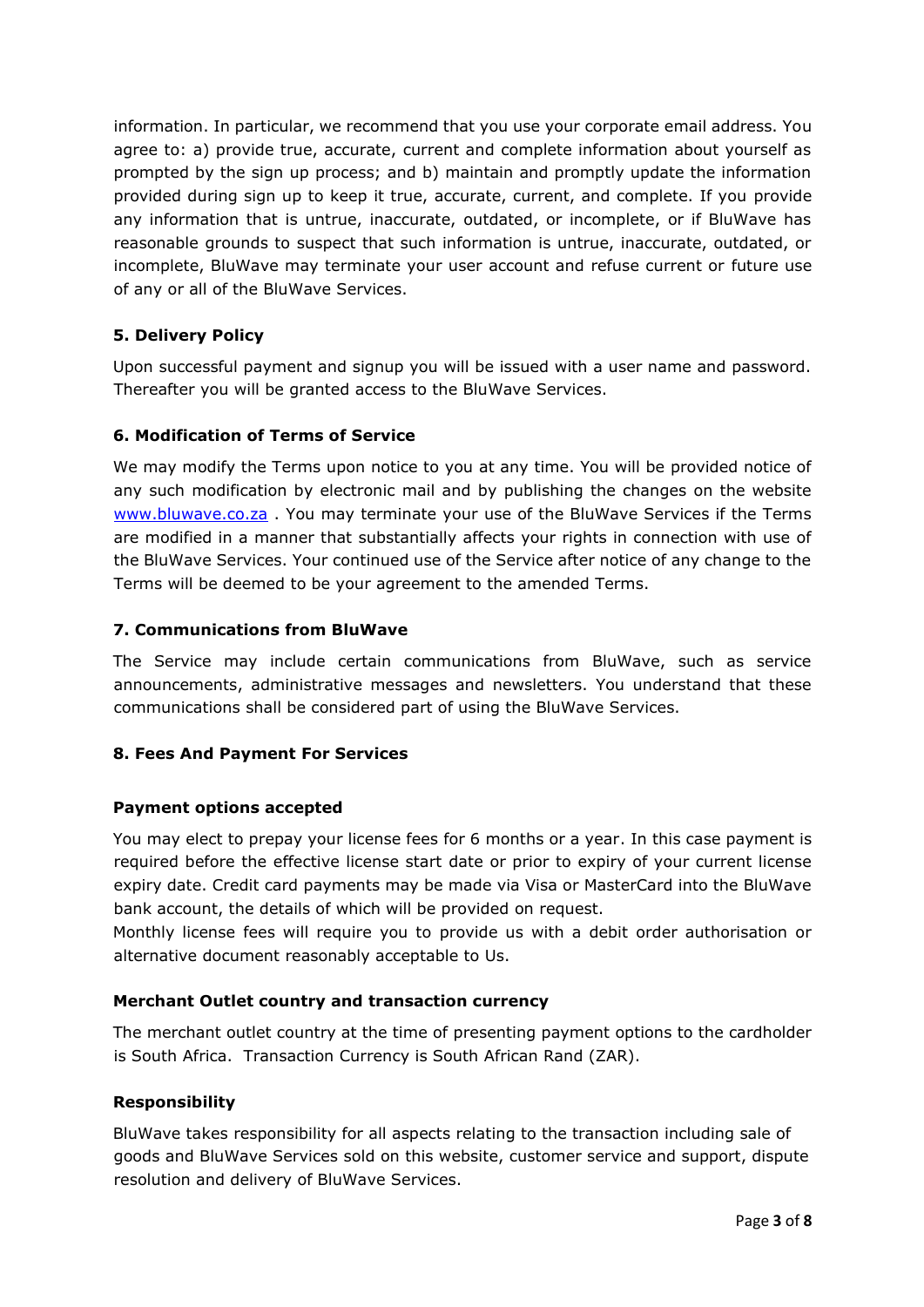information. In particular, we recommend that you use your corporate email address. You agree to: a) provide true, accurate, current and complete information about yourself as prompted by the sign up process; and b) maintain and promptly update the information provided during sign up to keep it true, accurate, current, and complete. If you provide any information that is untrue, inaccurate, outdated, or incomplete, or if BluWave has reasonable grounds to suspect that such information is untrue, inaccurate, outdated, or incomplete, BluWave may terminate your user account and refuse current or future use of any or all of the BluWave Services.

### 5. Delivery Policy

Upon successful payment and signup you will be issued with a user name and password. Thereafter you will be granted access to the BluWave Services.

### 6. Modification of Terms of Service

We may modify the Terms upon notice to you at any time. You will be provided notice of any such modification by electronic mail and by publishing the changes on the website [www.bluwave.co.za](http://www.bluwave.co.za) . You may terminate your use of the BluWave Services if the Terms are modified in a manner that substantially affects your rights in connection with use of the BluWave Services. Your continued use of the Service after notice of any change to the Terms will be deemed to be your agreement to the amended Terms.

### 7. Communications from BluWave

The Service may include certain communications from BluWave, such as service announcements, administrative messages and newsletters. You understand that these communications shall be considered part of using the BluWave Services.

### 8. Fees And Payment For Services

#### Payment options accepted

You may elect to prepay your license fees for 6 months or a year. In this case payment is required before the effective license start date or prior to expiry of your current license expiry date. Credit card payments may be made via Visa or MasterCard into the BluWave bank account, the details of which will be provided on request.
Monthly license fees will require you to provide us with a debit order authorisation or alternative document reasonably acceptable to Us.

#### Merchant Outlet country and transaction currency

The merchant outlet country at the time of presenting payment options to the cardholder is South Africa. Transaction Currency is South African Rand (ZAR).

#### Responsibility

BluWave takes responsibility for all aspects relating to the transaction including sale of goods and BluWave Services sold on this website, customer service and support, dispute resolution and delivery of BluWave Services.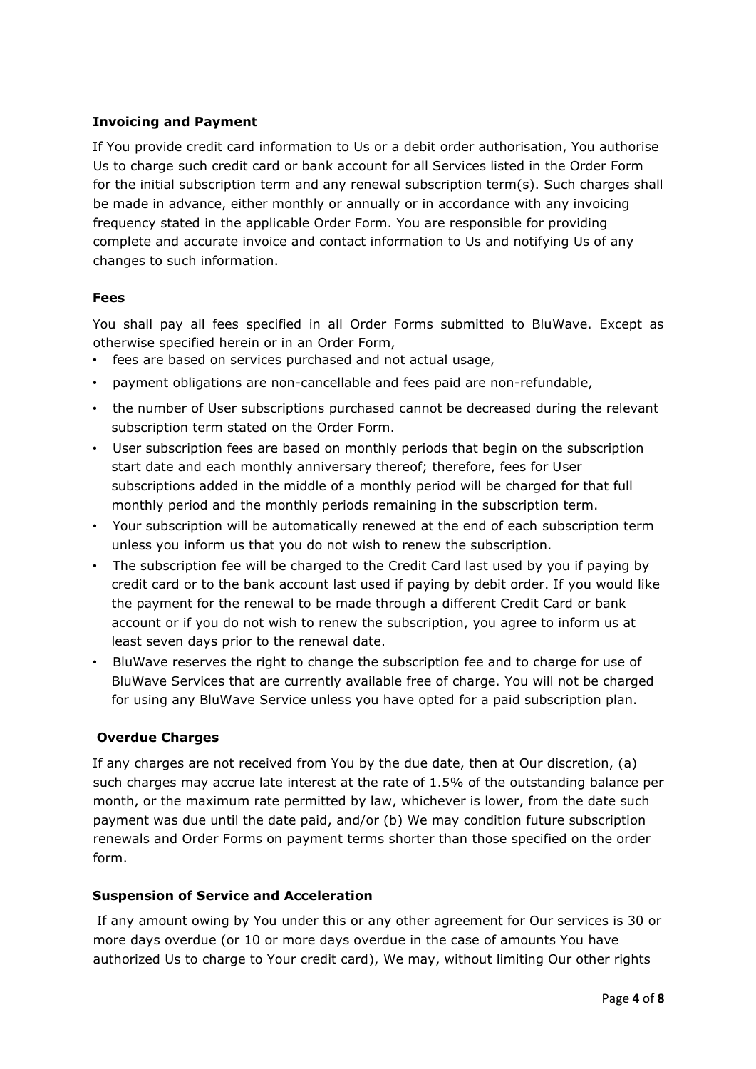**Invoicing and Payment**

If You provide credit card information to Us or a debit order authorisation, You authorise Us to charge such credit card or bank account for all Services listed in the Order Form for the initial subscription term and any renewal subscription term(s). Such charges shall be made in advance, either monthly or annually or in accordance with any invoicing frequency stated in the applicable Order Form. You are responsible for providing complete and accurate invoice and contact information to Us and notifying Us of any changes to such information.

**Fees**

You shall pay all fees specified in all Order Forms submitted to BluWave. Except as otherwise specified herein or in an Order Form,

- fees are based on services purchased and not actual usage,
- payment obligations are non-cancellable and fees paid are non-refundable,
- the number of User subscriptions purchased cannot be decreased during the relevant subscription term stated on the Order Form.
- User subscription fees are based on monthly periods that begin on the subscription start date and each monthly anniversary thereof; therefore, fees for User subscriptions added in the middle of a monthly period will be charged for that full monthly period and the monthly periods remaining in the subscription term.
- Your subscription will be automatically renewed at the end of each subscription term unless you inform us that you do not wish to renew the subscription.
- The subscription fee will be charged to the Credit Card last used by you if paying by credit card or to the bank account last used if paying by debit order. If you would like the payment for the renewal to be made through a different Credit Card or bank account or if you do not wish to renew the subscription, you agree to inform us at least seven days prior to the renewal date.
- BluWave reserves the right to change the subscription fee and to charge for use of BluWave Services that are currently available free of charge. You will not be charged for using any BluWave Service unless you have opted for a paid subscription plan.

**Overdue Charges**

If any charges are not received from You by the due date, then at Our discretion, (a) such charges may accrue late interest at the rate of 1.5% of the outstanding balance per month, or the maximum rate permitted by law, whichever is lower, from the date such payment was due until the date paid, and/or (b) We may condition future subscription renewals and Order Forms on payment terms shorter than those specified on the order form.

**Suspension of Service and Acceleration**

If any amount owing by You under this or any other agreement for Our services is 30 or more days overdue (or 10 or more days overdue in the case of amounts You have authorized Us to charge to Your credit card), We may, without limiting Our other rights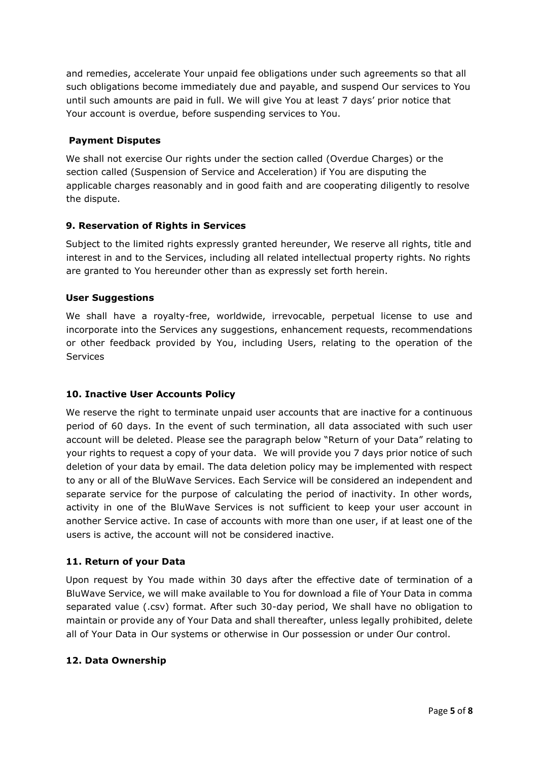and remedies, accelerate Your unpaid fee obligations under such agreements so that all such obligations become immediately due and payable, and suspend Our services to You until such amounts are paid in full. We will give You at least 7 days' prior notice that Your account is overdue, before suspending services to You.

**Payment Disputes**

We shall not exercise Our rights under the section called (Overdue Charges) or the section called (Suspension of Service and Acceleration) if You are disputing the applicable charges reasonably and in good faith and are cooperating diligently to resolve the dispute.

**9. Reservation of Rights in Services**

Subject to the limited rights expressly granted hereunder, We reserve all rights, title and interest in and to the Services, including all related intellectual property rights. No rights are granted to You hereunder other than as expressly set forth herein.

**User Suggestions**

We shall have a royalty-free, worldwide, irrevocable, perpetual license to use and incorporate into the Services any suggestions, enhancement requests, recommendations or other feedback provided by You, including Users, relating to the operation of the Services

**10. Inactive User Accounts Policy**

We reserve the right to terminate unpaid user accounts that are inactive for a continuous period of 60 days. In the event of such termination, all data associated with such user account will be deleted. Please see the paragraph below "Return of your Data" relating to your rights to request a copy of your data. We will provide you 7 days prior notice of such deletion of your data by email. The data deletion policy may be implemented with respect to any or all of the BluWave Services. Each Service will be considered an independent and separate service for the purpose of calculating the period of inactivity. In other words, activity in one of the BluWave Services is not sufficient to keep your user account in another Service active. In case of accounts with more than one user, if at least one of the users is active, the account will not be considered inactive.

**11. Return of your Data**

Upon request by You made within 30 days after the effective date of termination of a BluWave Service, we will make available to You for download a file of Your Data in comma separated value (.csv) format. After such 30-day period, We shall have no obligation to maintain or provide any of Your Data and shall thereafter, unless legally prohibited, delete all of Your Data in Our systems or otherwise in Our possession or under Our control.

**12. Data Ownership**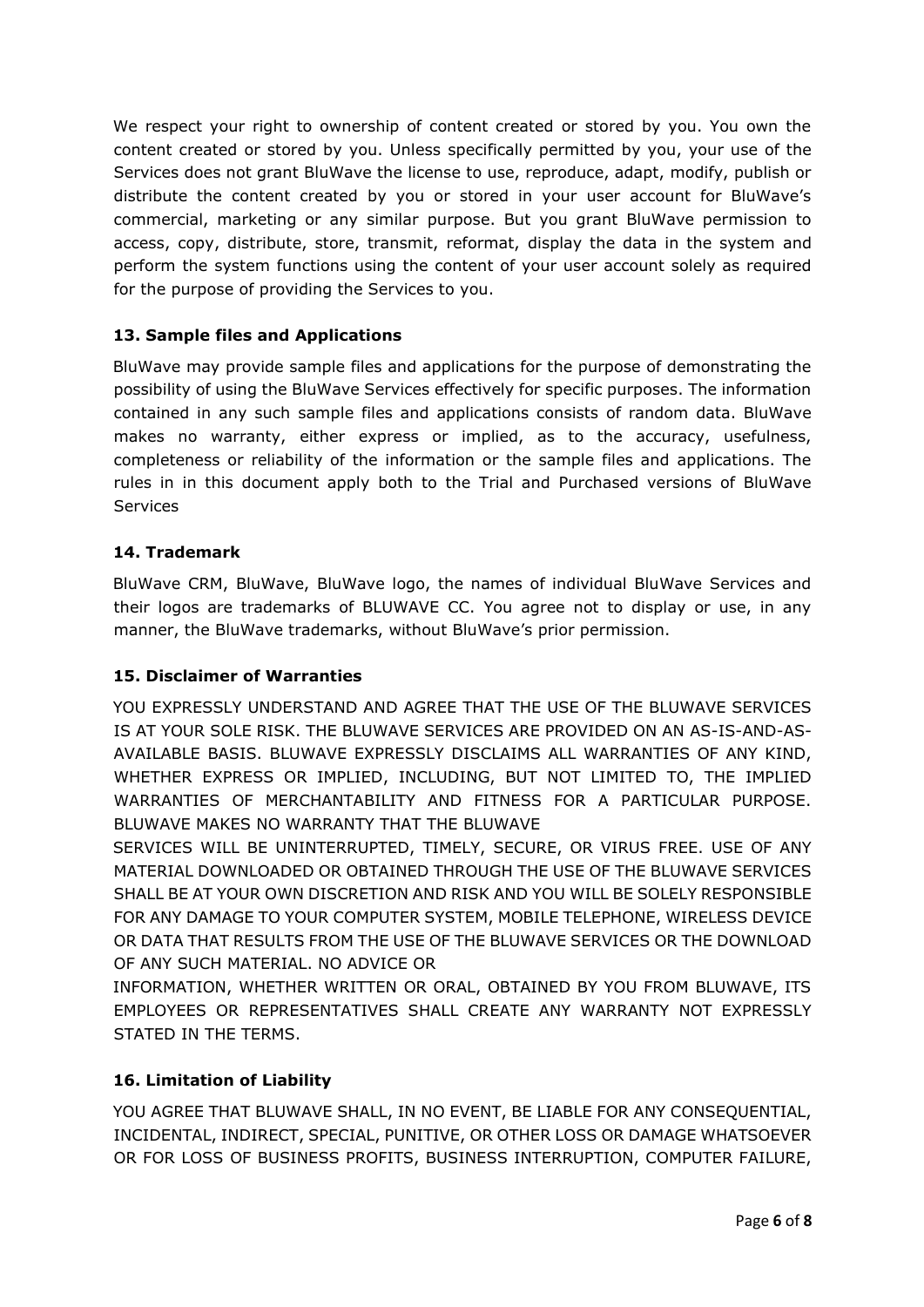We respect your right to ownership of content created or stored by you. You own the content created or stored by you. Unless specifically permitted by you, your use of the Services does not grant BluWave the license to use, reproduce, adapt, modify, publish or distribute the content created by you or stored in your user account for BluWave's commercial, marketing or any similar purpose. But you grant BluWave permission to access, copy, distribute, store, transmit, reformat, display the data in the system and perform the system functions using the content of your user account solely as required for the purpose of providing the Services to you.

### 13. Sample files and Applications

BluWave may provide sample files and applications for the purpose of demonstrating the possibility of using the BluWave Services effectively for specific purposes. The information contained in any such sample files and applications consists of random data. BluWave makes no warranty, either express or implied, as to the accuracy, usefulness, completeness or reliability of the information or the sample files and applications. The rules in in this document apply both to the Trial and Purchased versions of BluWave Services

### 14. Trademark

BluWave CRM, BluWave, BluWave logo, the names of individual BluWave Services and their logos are trademarks of BLUWAVE CC. You agree not to display or use, in any manner, the BluWave trademarks, without BluWave's prior permission.

### 15. Disclaimer of Warranties

YOU EXPRESSLY UNDERSTAND AND AGREE THAT THE USE OF THE BLUWAVE SERVICES IS AT YOUR SOLE RISK. THE BLUWAVE SERVICES ARE PROVIDED ON AN AS-IS-AND-AS-AVAILABLE BASIS. BLUWAVE EXPRESSLY DISCLAIMS ALL WARRANTIES OF ANY KIND, WHETHER EXPRESS OR IMPLIED, INCLUDING, BUT NOT LIMITED TO, THE IMPLIED WARRANTIES OF MERCHANTABILITY AND FITNESS FOR A PARTICULAR PURPOSE. BLUWAVE MAKES NO WARRANTY THAT THE BLUWAVE

SERVICES WILL BE UNINTERRUPTED, TIMELY, SECURE, OR VIRUS FREE. USE OF ANY MATERIAL DOWNLOADED OR OBTAINED THROUGH THE USE OF THE BLUWAVE SERVICES SHALL BE AT YOUR OWN DISCRETION AND RISK AND YOU WILL BE SOLELY RESPONSIBLE FOR ANY DAMAGE TO YOUR COMPUTER SYSTEM, MOBILE TELEPHONE, WIRELESS DEVICE OR DATA THAT RESULTS FROM THE USE OF THE BLUWAVE SERVICES OR THE DOWNLOAD OF ANY SUCH MATERIAL. NO ADVICE OR

INFORMATION, WHETHER WRITTEN OR ORAL, OBTAINED BY YOU FROM BLUWAVE, ITS EMPLOYEES OR REPRESENTATIVES SHALL CREATE ANY WARRANTY NOT EXPRESSLY STATED IN THE TERMS.

### 16. Limitation of Liability

YOU AGREE THAT BLUWAVE SHALL, IN NO EVENT, BE LIABLE FOR ANY CONSEQUENTIAL, INCIDENTAL, INDIRECT, SPECIAL, PUNITIVE, OR OTHER LOSS OR DAMAGE WHATSOEVER OR FOR LOSS OF BUSINESS PROFITS, BUSINESS INTERRUPTION, COMPUTER FAILURE,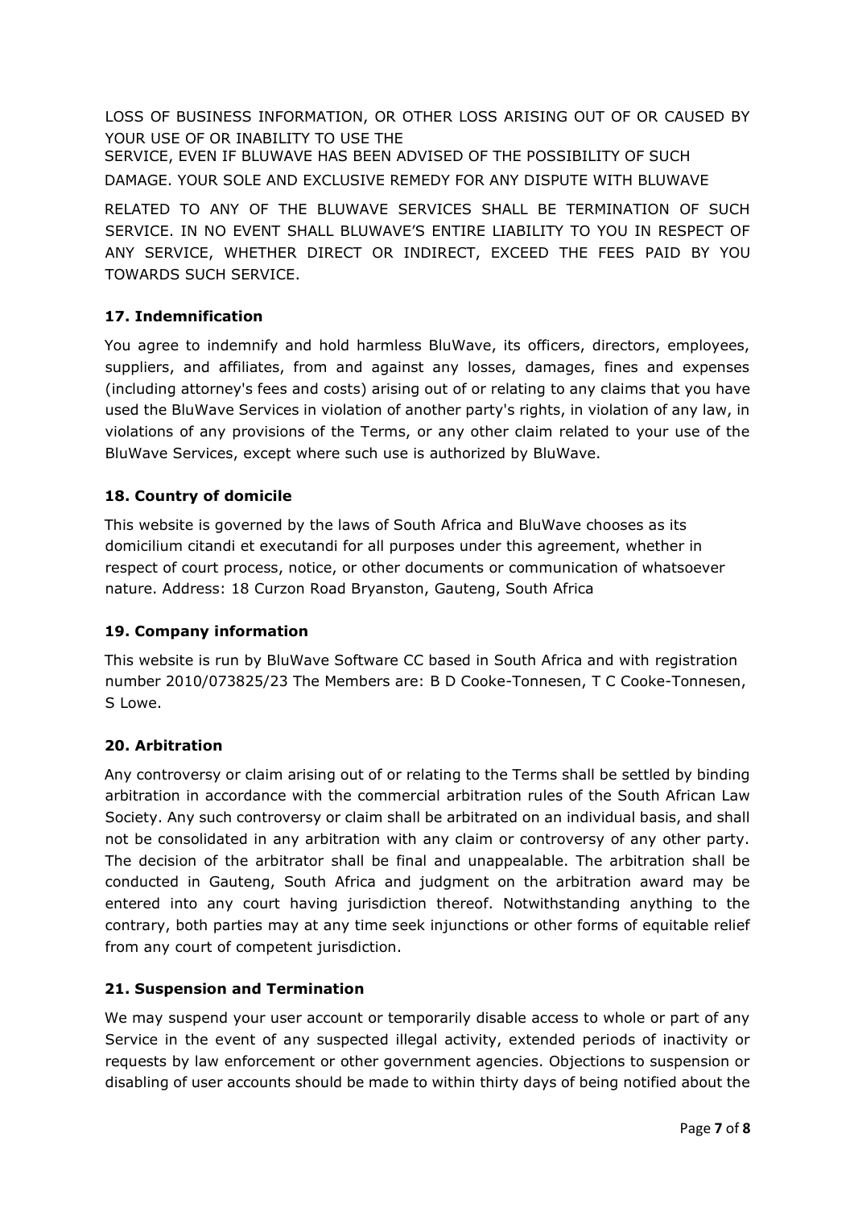LOSS OF BUSINESS INFORMATION, OR OTHER LOSS ARISING OUT OF OR CAUSED BY YOUR USE OF OR INABILITY TO USE THE SERVICE, EVEN IF BLUWAVE HAS BEEN ADVISED OF THE POSSIBILITY OF SUCH DAMAGE. YOUR SOLE AND EXCLUSIVE REMEDY FOR ANY DISPUTE WITH BLUWAVE RELATED TO ANY OF THE BLUWAVE SERVICES SHALL BE TERMINATION OF SUCH SERVICE. IN NO EVENT SHALL BLUWAVE'S ENTIRE LIABILITY TO YOU IN RESPECT OF ANY SERVICE, WHETHER DIRECT OR INDIRECT, EXCEED THE FEES PAID BY YOU TOWARDS SUCH SERVICE.

**17. Indemnification**

You agree to indemnify and hold harmless BluWave, its officers, directors, employees, suppliers, and affiliates, from and against any losses, damages, fines and expenses (including attorney's fees and costs) arising out of or relating to any claims that you have used the BluWave Services in violation of another party's rights, in violation of any law, in violations of any provisions of the Terms, or any other claim related to your use of the BluWave Services, except where such use is authorized by BluWave.

**18. Country of domicile**

This website is governed by the laws of South Africa and BluWave chooses as its domicilium citandi et executandi for all purposes under this agreement, whether in respect of court process, notice, or other documents or communication of whatsoever nature. Address: 18 Curzon Road Bryanston, Gauteng, South Africa

**19. Company information**

This website is run by BluWave Software CC based in South Africa and with registration number 2010/073825/23 The Members are: B D Cooke-Tonnesen, T C Cooke-Tonnesen, S Lowe.

**20. Arbitration**

Any controversy or claim arising out of or relating to the Terms shall be settled by binding arbitration in accordance with the commercial arbitration rules of the South African Law Society. Any such controversy or claim shall be arbitrated on an individual basis, and shall not be consolidated in any arbitration with any claim or controversy of any other party. The decision of the arbitrator shall be final and unappealable. The arbitration shall be conducted in Gauteng, South Africa and judgment on the arbitration award may be entered into any court having jurisdiction thereof. Notwithstanding anything to the contrary, both parties may at any time seek injunctions or other forms of equitable relief from any court of competent jurisdiction.

**21. Suspension and Termination**

We may suspend your user account or temporarily disable access to whole or part of any Service in the event of any suspected illegal activity, extended periods of inactivity or requests by law enforcement or other government agencies. Objections to suspension or disabling of user accounts should be made to within thirty days of being notified about the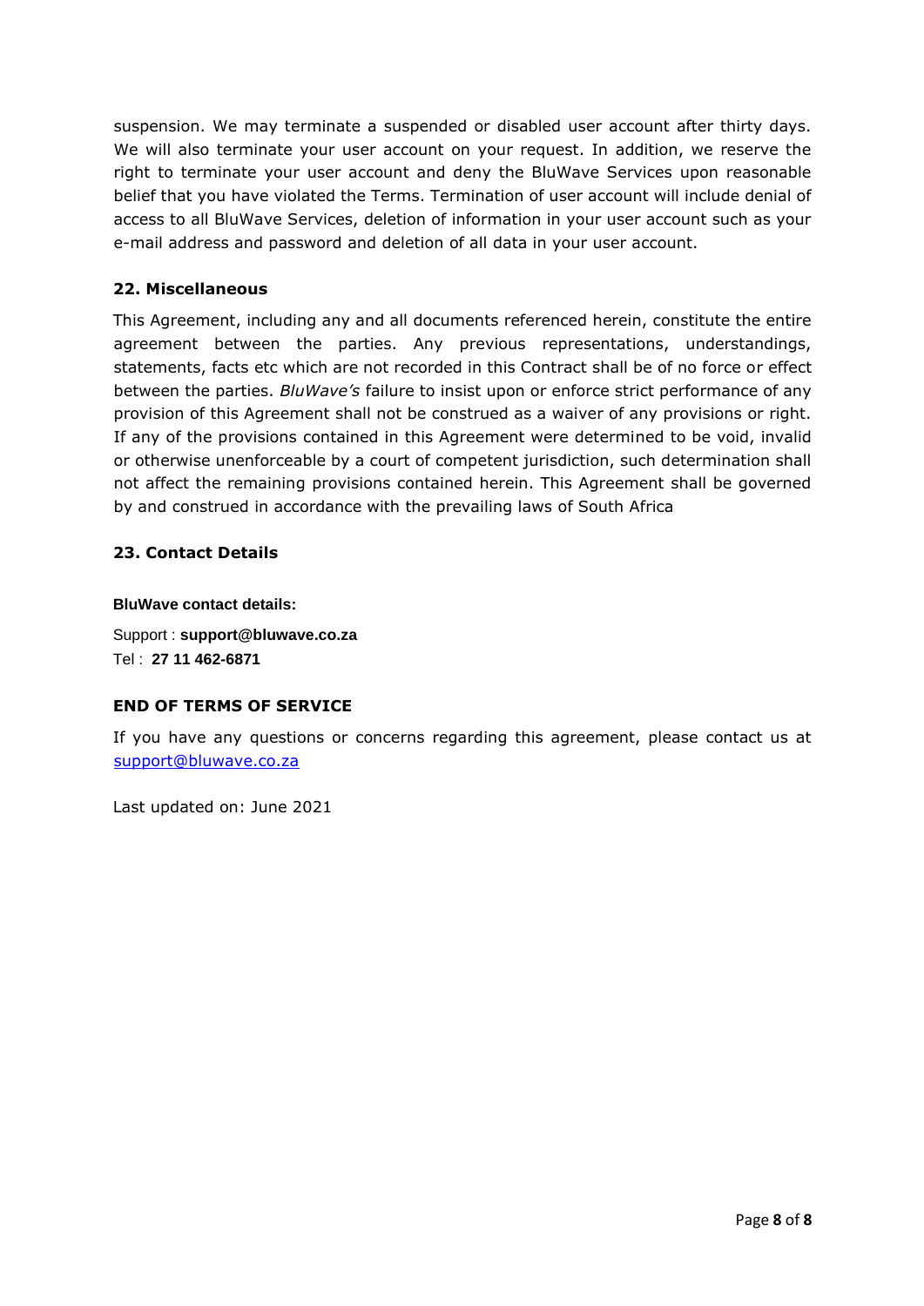suspension. We may terminate a suspended or disabled user account after thirty days. We will also terminate your user account on your request. In addition, we reserve the right to terminate your user account and deny the BluWave Services upon reasonable belief that you have violated the Terms. Termination of user account will include denial of access to all BluWave Services, deletion of information in your user account such as your e-mail address and password and deletion of all data in your user account.

## 22. Miscellaneous

This Agreement, including any and all documents referenced herein, constitute the entire agreement between the parties. Any previous representations, understandings, statements, facts etc which are not recorded in this Contract shall be of no force or effect between the parties. *BluWave's* failure to insist upon or enforce strict performance of any provision of this Agreement shall not be construed as a waiver of any provisions or right. If any of the provisions contained in this Agreement were determined to be void, invalid or otherwise unenforceable by a court of competent jurisdiction, such determination shall not affect the remaining provisions contained herein. This Agreement shall be governed by and construed in accordance with the prevailing laws of South Africa

## 23. Contact Details

**BluWave contact details:**

Support : **support@bluwave.co.za**
Tel : **27 11 462-6871**

## END OF TERMS OF SERVICE

If you have any questions or concerns regarding this agreement, please contact us at support@bluwave.co.za

Last updated on: June 2021